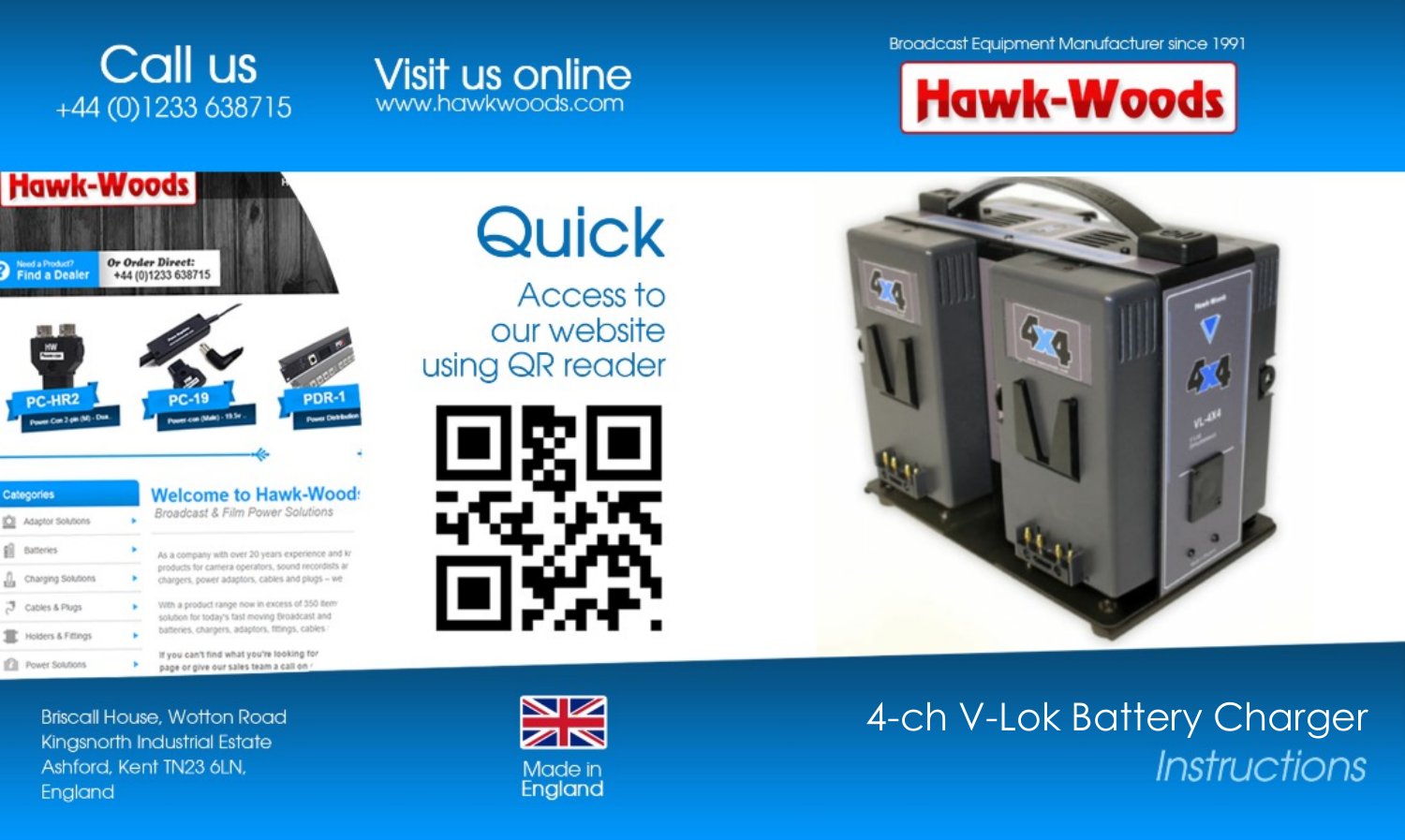# Call us

+44 (0)1233 638715

# Visit us online

www.hawkwoods.com

Broadcast Equipment Manufacturer since 1991

**Hawk-Woods**

## Quick

Access to our website using QR reader

Briscall House, Wotton Road
Kingsnorth Industrial Estate
Ashford, Kent TN23 6LN,
England

Made in England

# 4-ch V-Lok Battery Charger

*Instructions*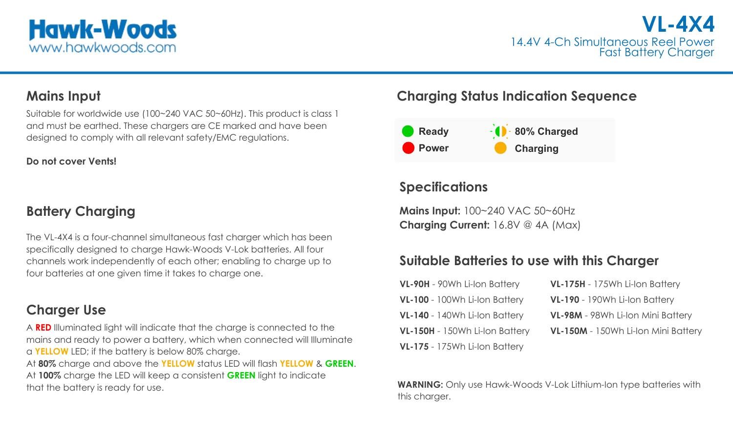# Hawk-Woods

www.hawkwoods.com

# VL-4X4

14.4V 4-Ch Simultaneous Reel Power Fast Battery Charger

## Mains Input

Suitable for worldwide use (100~240 VAC 50~60Hz). This product is class 1 and must be earthed. These chargers are CE marked and have been designed to comply with all relevant safety/EMC regulations.

**Do not cover Vents!**

## Battery Charging

The VL-4X4 is a four-channel simultaneous fast charger which has been specifically designed to charge Hawk-Woods V-Lok batteries. All four channels work independently of each other; enabling to charge up to four batteries at one given time it takes to charge one.

## Charger Use

A **RED** Illuminated light will indicate that the charge is connected to the mains and ready to power a battery, which when connected will Illuminate a **YELLOW** LED; if the battery is below 80% charge.
At **80%** charge and above the **YELLOW** status LED will flash **YELLOW** & **GREEN**.
At **100%** charge the LED will keep a consistent **GREEN** light to indicate that the battery is ready for use.

## Charging Status Indication Sequence

- **Ready**
- **Power**
- **80% Charged**
- **Charging**

## Specifications

**Mains Input:** 100~240 VAC 50~60Hz
**Charging Current:** 16.8V @ 4A (Max)

## Suitable Batteries to use with this Charger

- **VL-90H** - 90Wh Li-Ion Battery
- **VL-100** - 100Wh Li-Ion Battery
- **VL-140** - 140Wh Li-Ion Battery
- **VL-150H** - 150Wh Li-Ion Battery
- **VL-175** - 175Wh Li-Ion Battery
- **VL-175H** - 175Wh Li-Ion Battery
- **VL-190** - 190Wh Li-Ion Battery
- **VL-98M** - 98Wh Li-Ion Mini Battery
- **VL-150M** - 150Wh Li-Ion Mini Battery

**WARNING:** Only use Hawk-Woods V-Lok Lithium-Ion type batteries with this charger.